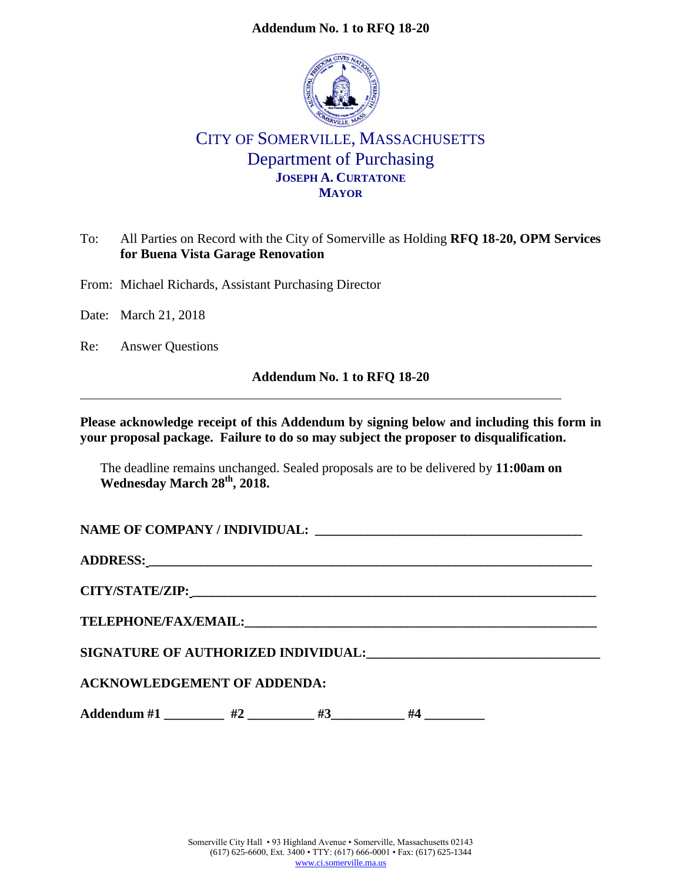**Addendum No. 1 to RFQ 18-20**

# CITY OF SOMERVILLE, MASSACHUSETTS

## Department of Purchasing

**JOSEPH A. CURTATONE**
**MAYOR**

To: All Parties on Record with the City of Somerville as Holding **RFQ 18-20, OPM Services for Buena Vista Garage Renovation**

From: Michael Richards, Assistant Purchasing Director

Date: March 21, 2018

Re: Answer Questions

**Addendum No. 1 to RFQ 18-20**

---

**Please acknowledge receipt of this Addendum by signing below and including this form in your proposal package. Failure to do so may subject the proposer to disqualification.**

The deadline remains unchanged. Sealed proposals are to be delivered by **11:00am on Wednesday March 28th, 2018.**

**NAME OF COMPANY / INDIVIDUAL:** ________________________________________

**ADDRESS:** ________________________________________________________________

**CITY/STATE/ZIP:** _____________________________________________________________

**TELEPHONE/FAX/EMAIL:** ______________________________________________________

**SIGNATURE OF AUTHORIZED INDIVIDUAL:** _________________________________

**ACKNOWLEDGEMENT OF ADDENDA:**

**Addendum #1** _________ **#2** __________ **#3** ___________ **#4** _________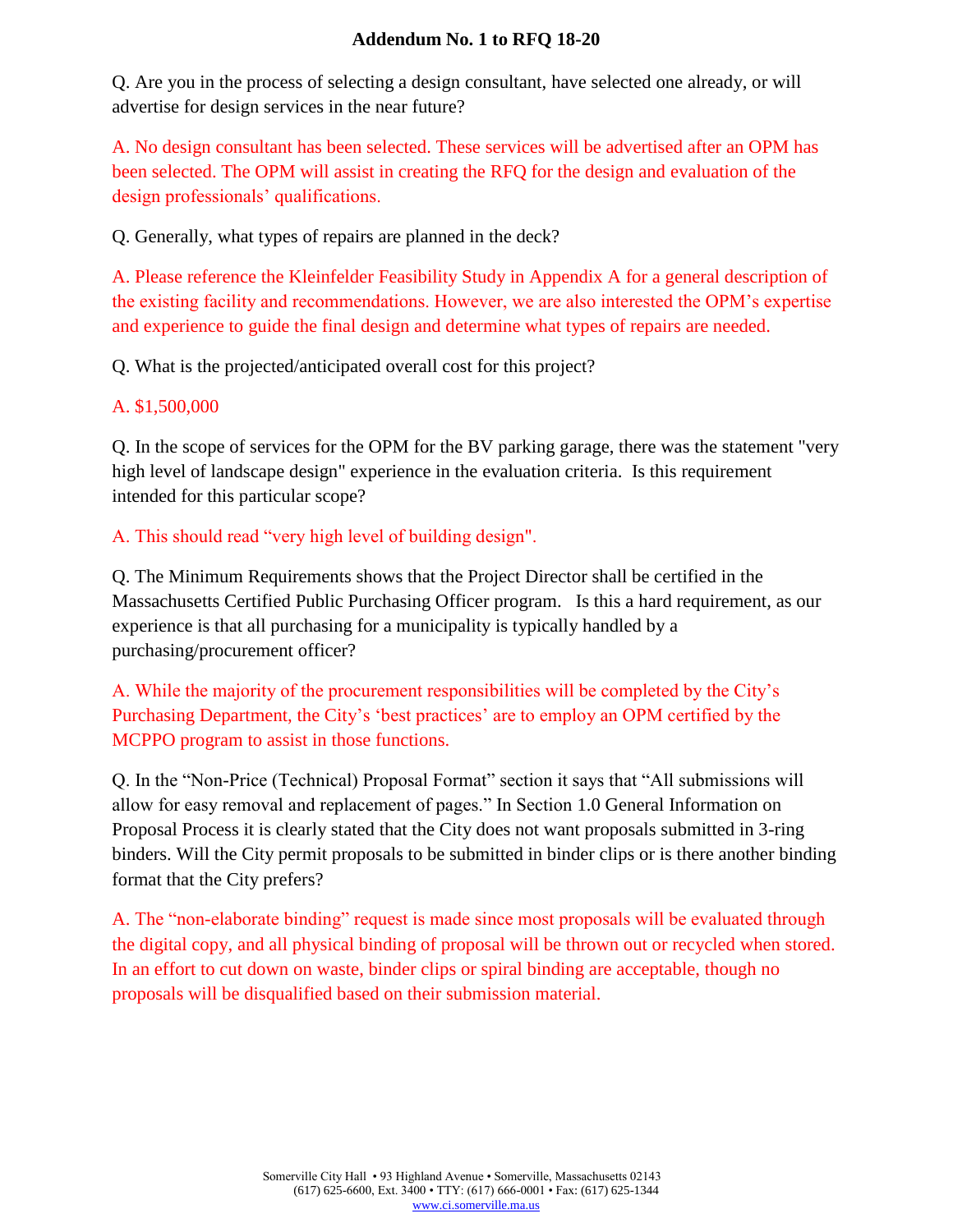# Addendum No. 1 to RFQ 18-20

Q. Are you in the process of selecting a design consultant, have selected one already, or will advertise for design services in the near future?

A. No design consultant has been selected. These services will be advertised after an OPM has been selected. The OPM will assist in creating the RFQ for the design and evaluation of the design professionals' qualifications.

Q. Generally, what types of repairs are planned in the deck?

A. Please reference the Kleinfelder Feasibility Study in Appendix A for a general description of the existing facility and recommendations. However, we are also interested the OPM's expertise and experience to guide the final design and determine what types of repairs are needed.

Q. What is the projected/anticipated overall cost for this project?

A. $1,500,000

Q. In the scope of services for the OPM for the BV parking garage, there was the statement "very high level of landscape design" experience in the evaluation criteria. Is this requirement intended for this particular scope?

A. This should read "very high level of building design".

Q. The Minimum Requirements shows that the Project Director shall be certified in the Massachusetts Certified Public Purchasing Officer program. Is this a hard requirement, as our experience is that all purchasing for a municipality is typically handled by a purchasing/procurement officer?

A. While the majority of the procurement responsibilities will be completed by the City's Purchasing Department, the City's 'best practices' are to employ an OPM certified by the MCPPO program to assist in those functions.

Q. In the "Non-Price (Technical) Proposal Format" section it says that "All submissions will allow for easy removal and replacement of pages." In Section 1.0 General Information on Proposal Process it is clearly stated that the City does not want proposals submitted in 3-ring binders. Will the City permit proposals to be submitted in binder clips or is there another binding format that the City prefers?

A. The "non-elaborate binding" request is made since most proposals will be evaluated through the digital copy, and all physical binding of proposal will be thrown out or recycled when stored. In an effort to cut down on waste, binder clips or spiral binding are acceptable, though no proposals will be disqualified based on their submission material.